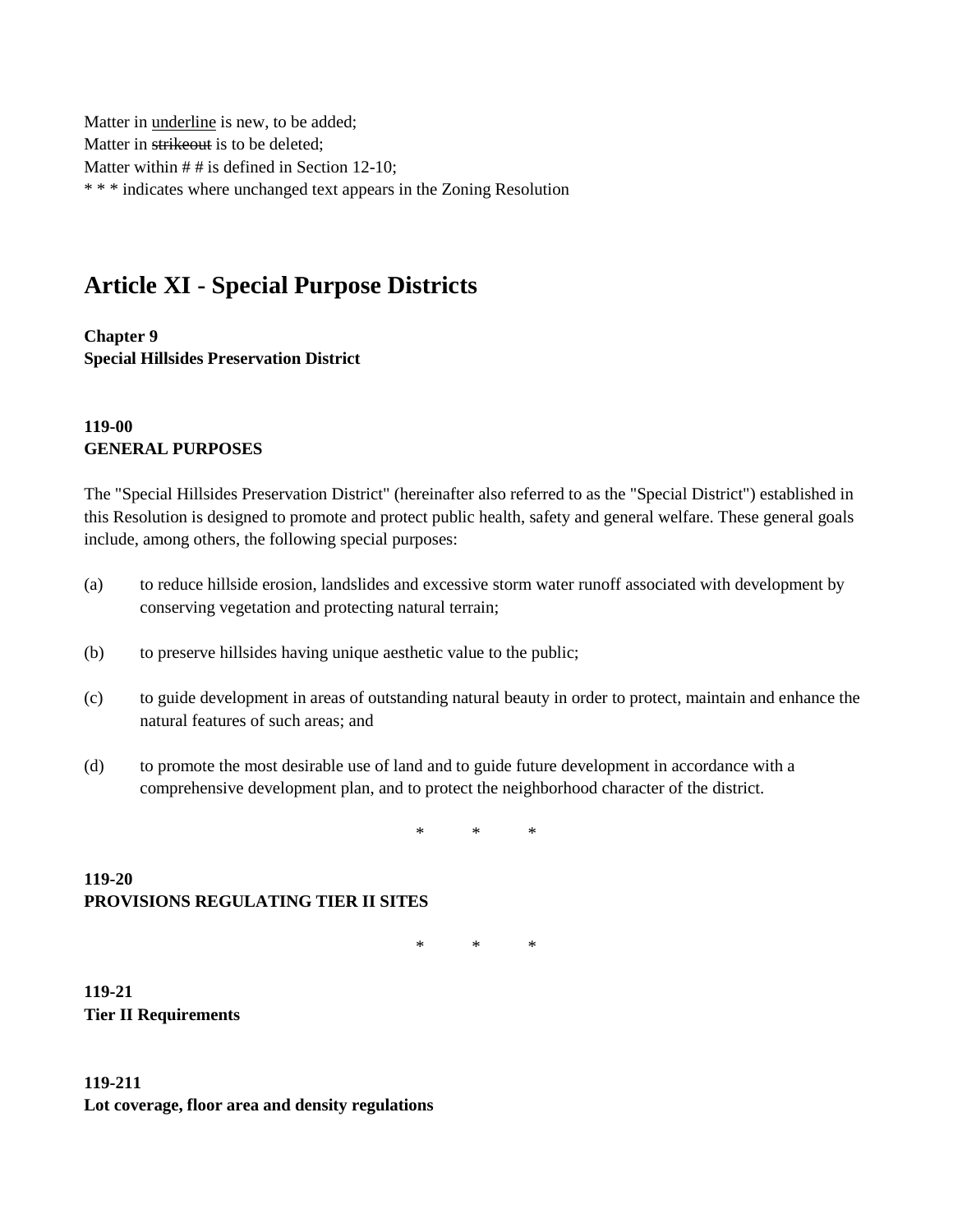Matter in <u>underline</u> is new, to be added;
Matter in ~~strikeout~~ is to be deleted;
Matter within # # is defined in Section 12-10;
* * * indicates where unchanged text appears in the Zoning Resolution

# Article XI - Special Purpose Districts

**Chapter 9**
**Special Hillsides Preservation District**

**119-00**
**GENERAL PURPOSES**

The "Special Hillsides Preservation District" (hereinafter also referred to as the "Special District") established in this Resolution is designed to promote and protect public health, safety and general welfare. These general goals include, among others, the following special purposes:

(a) to reduce hillside erosion, landslides and excessive storm water runoff associated with development by conserving vegetation and protecting natural terrain;

(b) to preserve hillsides having unique aesthetic value to the public;

(c) to guide development in areas of outstanding natural beauty in order to protect, maintain and enhance the natural features of such areas; and

(d) to promote the most desirable use of land and to guide future development in accordance with a comprehensive development plan, and to protect the neighborhood character of the district.

\* \* \*

**119-20**
**PROVISIONS REGULATING TIER II SITES**

\* \* \*

**119-21**
**Tier II Requirements**

**119-211**
**Lot coverage, floor area and density regulations**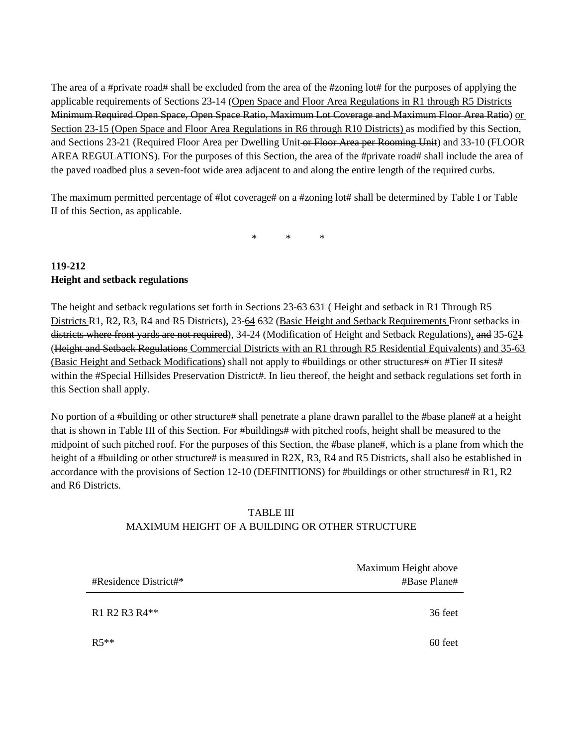The area of a #private road# shall be excluded from the area of the #zoning lot# for the purposes of applying the applicable requirements of Sections 23-14 (<u>Open Space and Floor Area Regulations in R1 through R5 Districts</u> ~~Minimum Required Open Space, Open Space Ratio, Maximum Lot Coverage and Maximum Floor Area Ratio~~) <u>or Section 23-15 (Open Space and Floor Area Regulations in R6 through R10 Districts)</u> as modified by this Section, and Sections 23-21 (Required Floor Area per Dwelling Unit ~~or Floor Area per Rooming Unit~~) and 33-10 (FLOOR AREA REGULATIONS). For the purposes of this Section, the area of the #private road# shall include the area of the paved roadbed plus a seven-foot wide area adjacent to and along the entire length of the required curbs.

The maximum permitted percentage of #lot coverage# on a #zoning lot# shall be determined by Table I or Table II of this Section, as applicable.

\*        \*        \*

**119-212**
**Height and setback regulations**

The height and setback regulations set forth in Sections 23-<u>63</u> ~~631~~ (<u>Height and setback in R1 Through R5 Districts</u> ~~R1, R2, R3, R4 and R5 Districts~~), 23-<u>64</u> ~~632~~ (<u>Basic Height and Setback Requirements</u> ~~Front setbacks in districts where front yards are not required~~), 34-24 (Modification of Height and Setback Regulations), ~~and~~ 35-6<u>2</u>~~1~~ (~~Height and Setback Regulations~~ <u>Commercial Districts with an R1 through R5 Residential Equivalents) and 35-63 (Basic Height and Setback Modifications)</u> shall not apply to #buildings or other structures# on #Tier II sites# within the #Special Hillsides Preservation District#. In lieu thereof, the height and setback regulations set forth in this Section shall apply.

No portion of a #building or other structure# shall penetrate a plane drawn parallel to the #base plane# at a height that is shown in Table III of this Section. For #buildings# with pitched roofs, height shall be measured to the midpoint of such pitched roof. For the purposes of this Section, the #base plane#, which is a plane from which the height of a #building or other structure# is measured in R2X, R3, R4 and R5 Districts, shall also be established in accordance with the provisions of Section 12-10 (DEFINITIONS) for #buildings or other structures# in R1, R2 and R6 Districts.

TABLE III
MAXIMUM HEIGHT OF A BUILDING OR OTHER STRUCTURE

| #Residence District#* | Maximum Height above #Base Plane# |
|---|---|
| R1 R2 R3 R4** | 36 feet |
| R5** | 60 feet |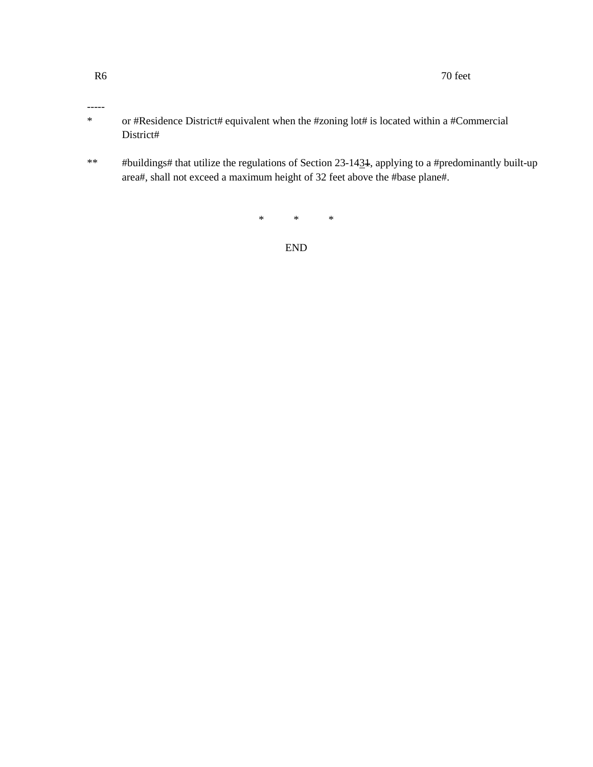| | |
|---|---|
| R6 | 70 feet |

-----

\* or #Residence District# equivalent when the #zoning lot# is located within a #Commercial District#

\*\* #buildings# that utilize the regulations of Section 23-14<u>3</u>~~1~~, applying to a #predominantly built-up area#, shall not exceed a maximum height of 32 feet above the #base plane#.

\* \* \*

END